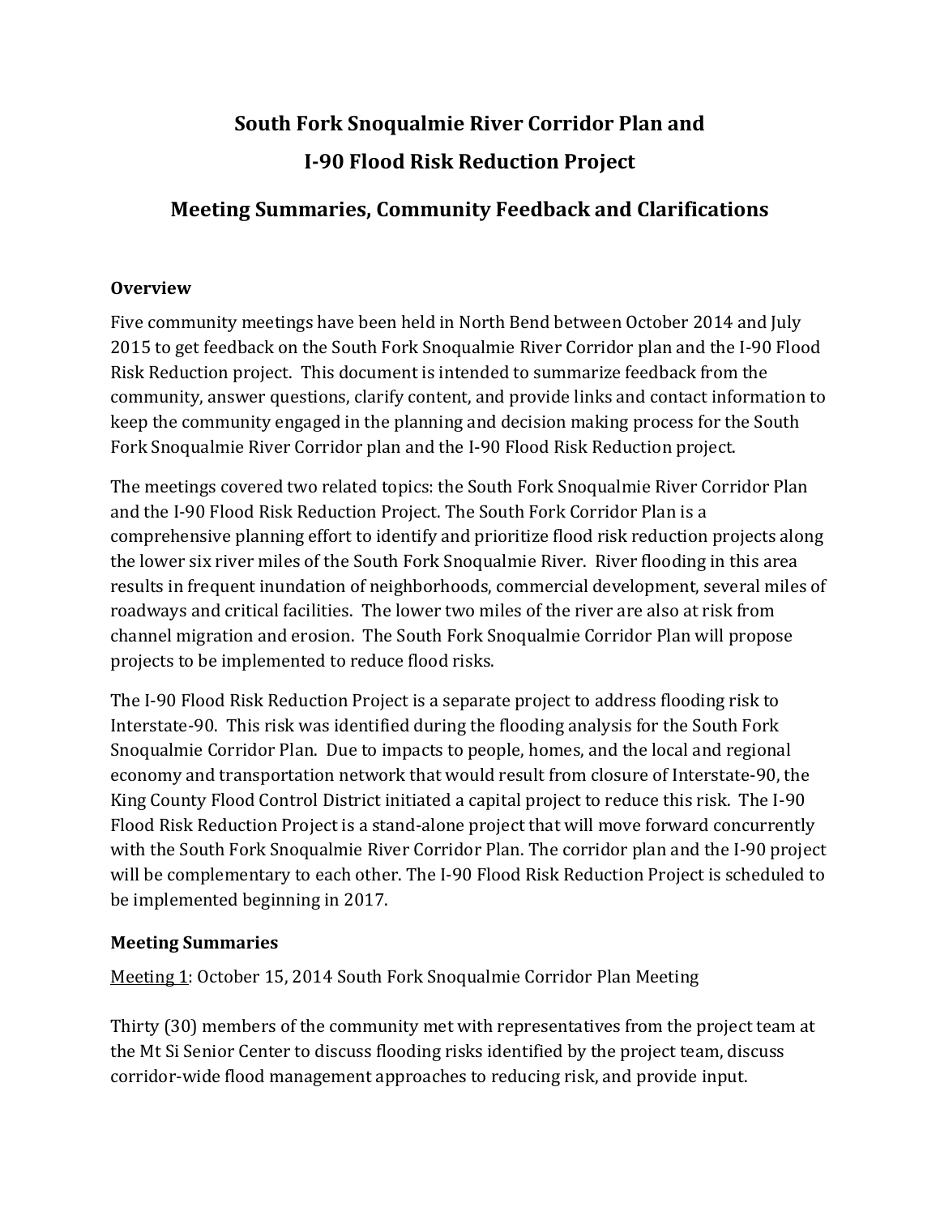# South Fork Snoqualmie River Corridor Plan and I-90 Flood Risk Reduction Project

## Meeting Summaries, Community Feedback and Clarifications

### Overview

Five community meetings have been held in North Bend between October 2014 and July 2015 to get feedback on the South Fork Snoqualmie River Corridor plan and the I-90 Flood Risk Reduction project. This document is intended to summarize feedback from the community, answer questions, clarify content, and provide links and contact information to keep the community engaged in the planning and decision making process for the South Fork Snoqualmie River Corridor plan and the I-90 Flood Risk Reduction project.

The meetings covered two related topics: the South Fork Snoqualmie River Corridor Plan and the I-90 Flood Risk Reduction Project. The South Fork Corridor Plan is a comprehensive planning effort to identify and prioritize flood risk reduction projects along the lower six river miles of the South Fork Snoqualmie River. River flooding in this area results in frequent inundation of neighborhoods, commercial development, several miles of roadways and critical facilities. The lower two miles of the river are also at risk from channel migration and erosion. The South Fork Snoqualmie Corridor Plan will propose projects to be implemented to reduce flood risks.

The I-90 Flood Risk Reduction Project is a separate project to address flooding risk to Interstate-90. This risk was identified during the flooding analysis for the South Fork Snoqualmie Corridor Plan. Due to impacts to people, homes, and the local and regional economy and transportation network that would result from closure of Interstate-90, the King County Flood Control District initiated a capital project to reduce this risk. The I-90 Flood Risk Reduction Project is a stand-alone project that will move forward concurrently with the South Fork Snoqualmie River Corridor Plan. The corridor plan and the I-90 project will be complementary to each other. The I-90 Flood Risk Reduction Project is scheduled to be implemented beginning in 2017.

### Meeting Summaries

Meeting 1: October 15, 2014 South Fork Snoqualmie Corridor Plan Meeting

Thirty (30) members of the community met with representatives from the project team at the Mt Si Senior Center to discuss flooding risks identified by the project team, discuss corridor-wide flood management approaches to reducing risk, and provide input.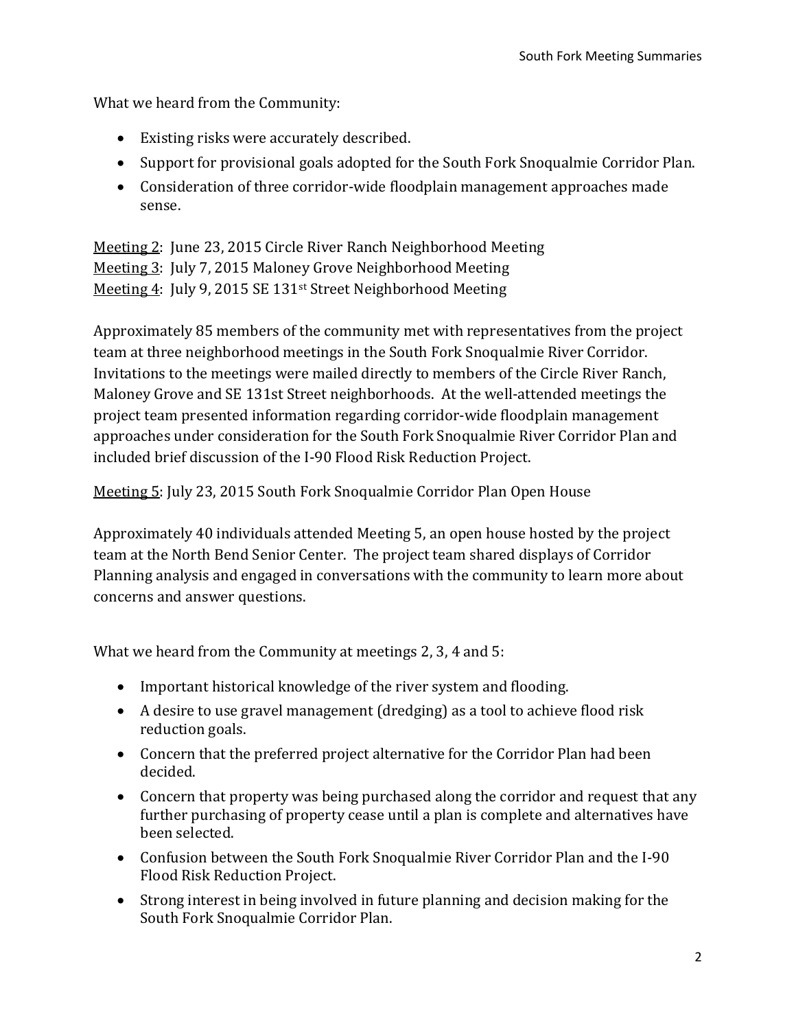What we heard from the Community:

- Existing risks were accurately described.
- Support for provisional goals adopted for the South Fork Snoqualmie Corridor Plan.
- Consideration of three corridor-wide floodplain management approaches made sense.

Meeting 2: June 23, 2015 Circle River Ranch Neighborhood Meeting
Meeting 3: July 7, 2015 Maloney Grove Neighborhood Meeting
Meeting 4: July 9, 2015 SE 131st Street Neighborhood Meeting

Approximately 85 members of the community met with representatives from the project team at three neighborhood meetings in the South Fork Snoqualmie River Corridor. Invitations to the meetings were mailed directly to members of the Circle River Ranch, Maloney Grove and SE 131st Street neighborhoods. At the well-attended meetings the project team presented information regarding corridor-wide floodplain management approaches under consideration for the South Fork Snoqualmie River Corridor Plan and included brief discussion of the I-90 Flood Risk Reduction Project.

Meeting 5: July 23, 2015 South Fork Snoqualmie Corridor Plan Open House

Approximately 40 individuals attended Meeting 5, an open house hosted by the project team at the North Bend Senior Center. The project team shared displays of Corridor Planning analysis and engaged in conversations with the community to learn more about concerns and answer questions.

What we heard from the Community at meetings 2, 3, 4 and 5:

- Important historical knowledge of the river system and flooding.
- A desire to use gravel management (dredging) as a tool to achieve flood risk reduction goals.
- Concern that the preferred project alternative for the Corridor Plan had been decided.
- Concern that property was being purchased along the corridor and request that any further purchasing of property cease until a plan is complete and alternatives have been selected.
- Confusion between the South Fork Snoqualmie River Corridor Plan and the I-90 Flood Risk Reduction Project.
- Strong interest in being involved in future planning and decision making for the South Fork Snoqualmie Corridor Plan.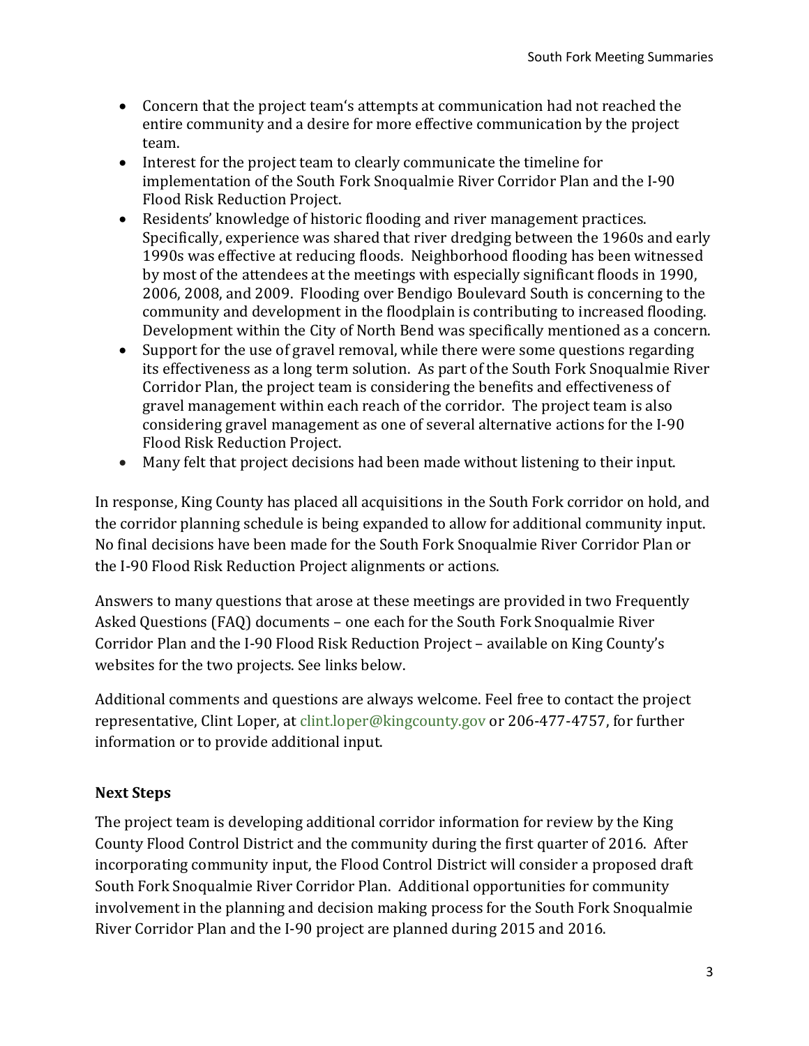- Concern that the project team's attempts at communication had not reached the entire community and a desire for more effective communication by the project team.
- Interest for the project team to clearly communicate the timeline for implementation of the South Fork Snoqualmie River Corridor Plan and the I-90 Flood Risk Reduction Project.
- Residents' knowledge of historic flooding and river management practices. Specifically, experience was shared that river dredging between the 1960s and early 1990s was effective at reducing floods. Neighborhood flooding has been witnessed by most of the attendees at the meetings with especially significant floods in 1990, 2006, 2008, and 2009. Flooding over Bendigo Boulevard South is concerning to the community and development in the floodplain is contributing to increased flooding. Development within the City of North Bend was specifically mentioned as a concern.
- Support for the use of gravel removal, while there were some questions regarding its effectiveness as a long term solution. As part of the South Fork Snoqualmie River Corridor Plan, the project team is considering the benefits and effectiveness of gravel management within each reach of the corridor. The project team is also considering gravel management as one of several alternative actions for the I-90 Flood Risk Reduction Project.
- Many felt that project decisions had been made without listening to their input.

In response, King County has placed all acquisitions in the South Fork corridor on hold, and the corridor planning schedule is being expanded to allow for additional community input. No final decisions have been made for the South Fork Snoqualmie River Corridor Plan or the I-90 Flood Risk Reduction Project alignments or actions.

Answers to many questions that arose at these meetings are provided in two Frequently Asked Questions (FAQ) documents – one each for the South Fork Snoqualmie River Corridor Plan and the I-90 Flood Risk Reduction Project – available on King County's websites for the two projects. See links below.

Additional comments and questions are always welcome. Feel free to contact the project representative, Clint Loper, at clint.loper@kingcounty.gov or 206-477-4757, for further information or to provide additional input.

### Next Steps

The project team is developing additional corridor information for review by the King County Flood Control District and the community during the first quarter of 2016. After incorporating community input, the Flood Control District will consider a proposed draft South Fork Snoqualmie River Corridor Plan. Additional opportunities for community involvement in the planning and decision making process for the South Fork Snoqualmie River Corridor Plan and the I-90 project are planned during 2015 and 2016.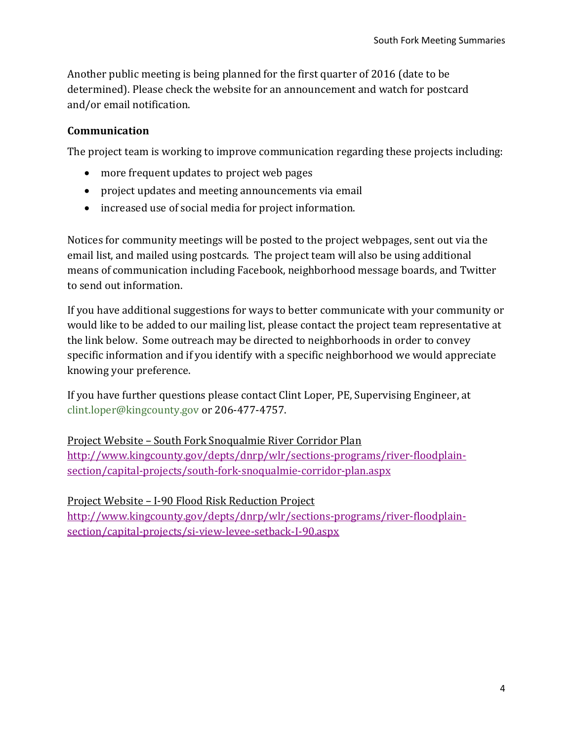Another public meeting is being planned for the first quarter of 2016 (date to be determined). Please check the website for an announcement and watch for postcard and/or email notification.

### Communication

The project team is working to improve communication regarding these projects including:

- more frequent updates to project web pages
- project updates and meeting announcements via email
- increased use of social media for project information.

Notices for community meetings will be posted to the project webpages, sent out via the email list, and mailed using postcards. The project team will also be using additional means of communication including Facebook, neighborhood message boards, and Twitter to send out information.

If you have additional suggestions for ways to better communicate with your community or would like to be added to our mailing list, please contact the project team representative at the link below. Some outreach may be directed to neighborhoods in order to convey specific information and if you identify with a specific neighborhood we would appreciate knowing your preference.

If you have further questions please contact Clint Loper, PE, Supervising Engineer, at clint.loper@kingcounty.gov or 206-477-4757.

Project Website – South Fork Snoqualmie River Corridor Plan
http://www.kingcounty.gov/depts/dnrp/wlr/sections-programs/river-floodplain-section/capital-projects/south-fork-snoqualmie-corridor-plan.aspx

Project Website – I-90 Flood Risk Reduction Project
http://www.kingcounty.gov/depts/dnrp/wlr/sections-programs/river-floodplain-section/capital-projects/si-view-levee-setback-I-90.aspx